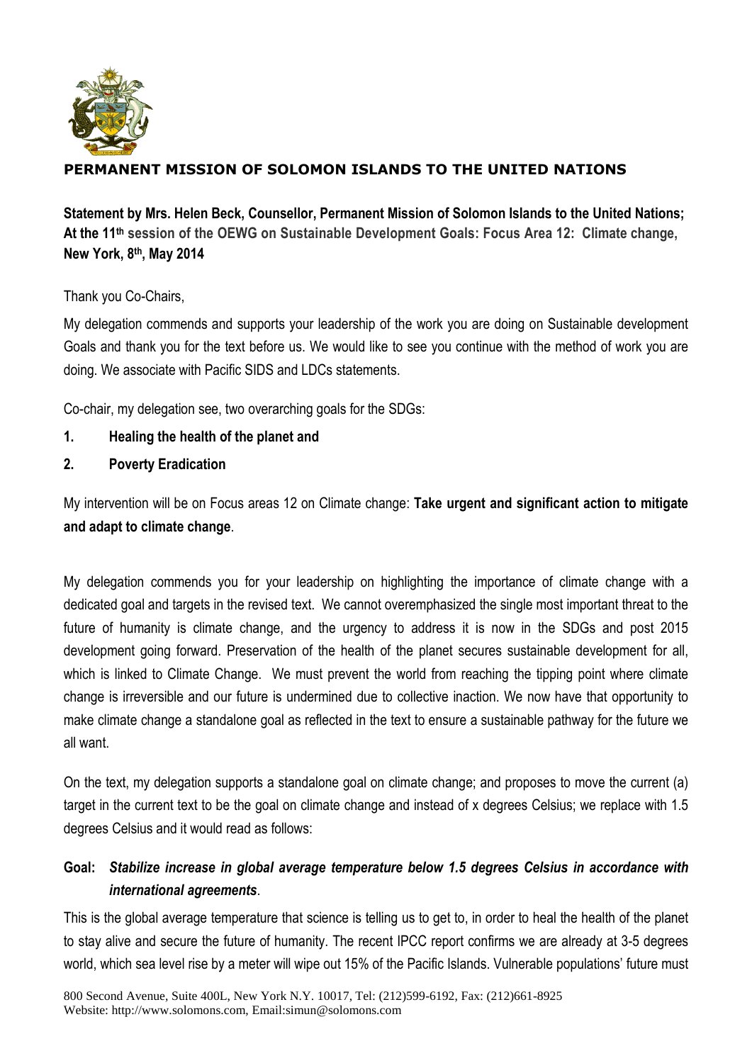**PERMANENT MISSION OF SOLOMON ISLANDS TO THE UNITED NATIONS**

**Statement by Mrs. Helen Beck, Counsellor, Permanent Mission of Solomon Islands to the United Nations; At the 11th session of the OEWG on Sustainable Development Goals: Focus Area 12: Climate change, New York, 8th, May 2014**

Thank you Co-Chairs,

My delegation commends and supports your leadership of the work you are doing on Sustainable development Goals and thank you for the text before us. We would like to see you continue with the method of work you are doing. We associate with Pacific SIDS and LDCs statements.

Co-chair, my delegation see, two overarching goals for the SDGs:

1. **Healing the health of the planet and**
2. **Poverty Eradication**

My intervention will be on Focus areas 12 on Climate change: **Take urgent and significant action to mitigate and adapt to climate change**.

My delegation commends you for your leadership on highlighting the importance of climate change with a dedicated goal and targets in the revised text. We cannot overemphasized the single most important threat to the future of humanity is climate change, and the urgency to address it is now in the SDGs and post 2015 development going forward. Preservation of the health of the planet secures sustainable development for all, which is linked to Climate Change. We must prevent the world from reaching the tipping point where climate change is irreversible and our future is undermined due to collective inaction. We now have that opportunity to make climate change a standalone goal as reflected in the text to ensure a sustainable pathway for the future we all want.

On the text, my delegation supports a standalone goal on climate change; and proposes to move the current (a) target in the current text to be the goal on climate change and instead of x degrees Celsius; we replace with 1.5 degrees Celsius and it would read as follows:

**Goal:** ***Stabilize increase in global average temperature below 1.5 degrees Celsius in accordance with international agreements***.

This is the global average temperature that science is telling us to get to, in order to heal the health of the planet to stay alive and secure the future of humanity. The recent IPCC report confirms we are already at 3-5 degrees world, which sea level rise by a meter will wipe out 15% of the Pacific Islands. Vulnerable populations' future must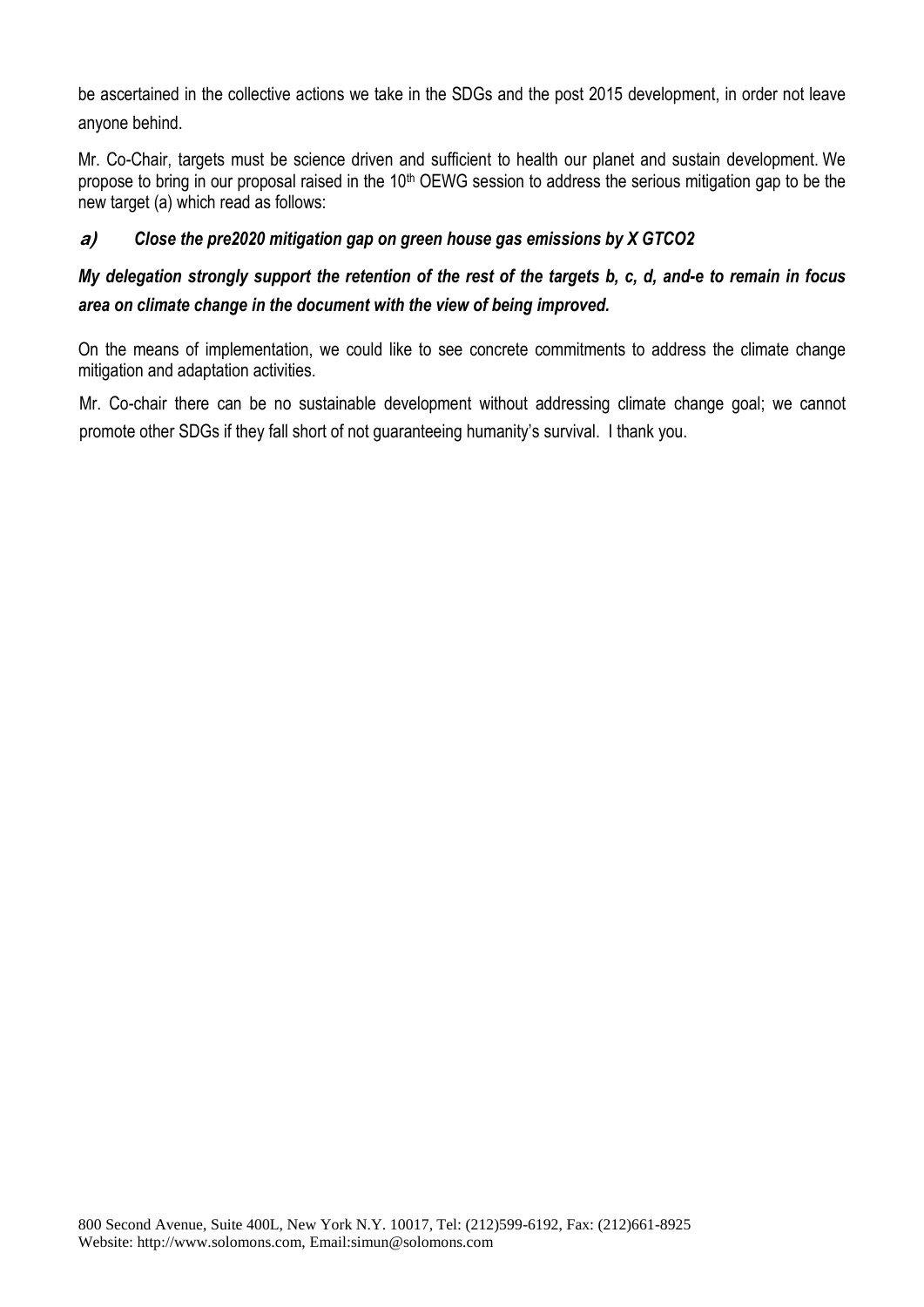be ascertained in the collective actions we take in the SDGs and the post 2015 development, in order not leave anyone behind.

Mr. Co-Chair, targets must be science driven and sufficient to health our planet and sustain development. We propose to bring in our proposal raised in the 10th OEWG session to address the serious mitigation gap to be the new target (a) which read as follows:

***a) Close the pre2020 mitigation gap on green house gas emissions by X GTCO2***

***My delegation strongly support the retention of the rest of the targets b, c, d, and-e to remain in focus area on climate change in the document with the view of being improved.***

On the means of implementation, we could like to see concrete commitments to address the climate change mitigation and adaptation activities.

Mr. Co-chair there can be no sustainable development without addressing climate change goal; we cannot promote other SDGs if they fall short of not guaranteeing humanity's survival. I thank you.

800 Second Avenue, Suite 400L, New York N.Y. 10017, Tel: (212)599-6192, Fax: (212)661-8925
Website: http://www.solomons.com, Email:simun@solomons.com